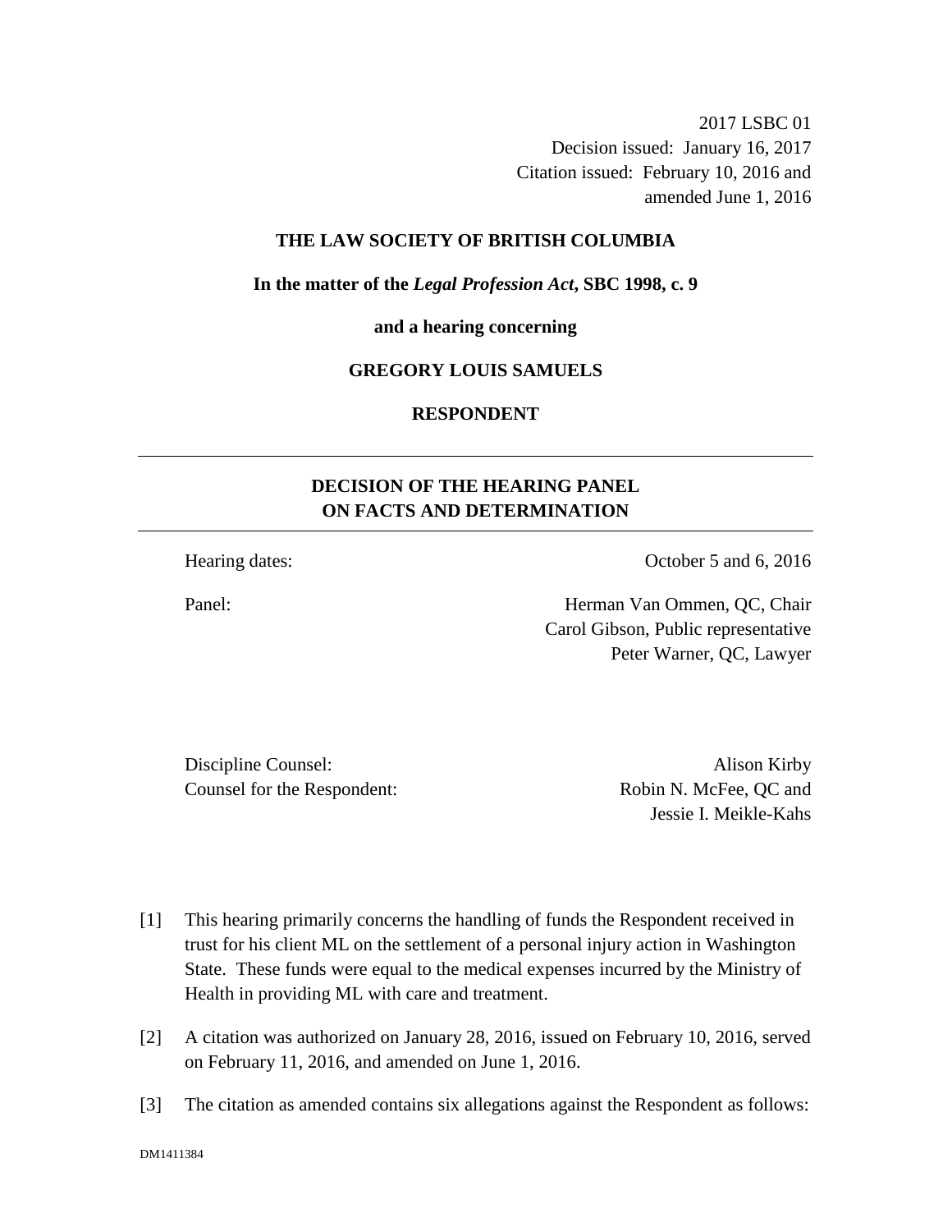2017 LSBC 01
Decision issued: January 16, 2017
Citation issued: February 10, 2016 and amended June 1, 2016

**THE LAW SOCIETY OF BRITISH COLUMBIA**

**In the matter of the *Legal Profession Act*, SBC 1998, c. 9**

**and a hearing concerning**

**GREGORY LOUIS SAMUELS**

**RESPONDENT**

---

## DECISION OF THE HEARING PANEL ON FACTS AND DETERMINATION

---

Hearing dates: October 5 and 6, 2016

Panel: Herman Van Ommen, QC, Chair
Carol Gibson, Public representative
Peter Warner, QC, Lawyer

Discipline Counsel: Alison Kirby
Counsel for the Respondent: Robin N. McFee, QC and Jessie I. Meikle-Kahs

[1] This hearing primarily concerns the handling of funds the Respondent received in trust for his client ML on the settlement of a personal injury action in Washington State. These funds were equal to the medical expenses incurred by the Ministry of Health in providing ML with care and treatment.

[2] A citation was authorized on January 28, 2016, issued on February 10, 2016, served on February 11, 2016, and amended on June 1, 2016.

[3] The citation as amended contains six allegations against the Respondent as follows: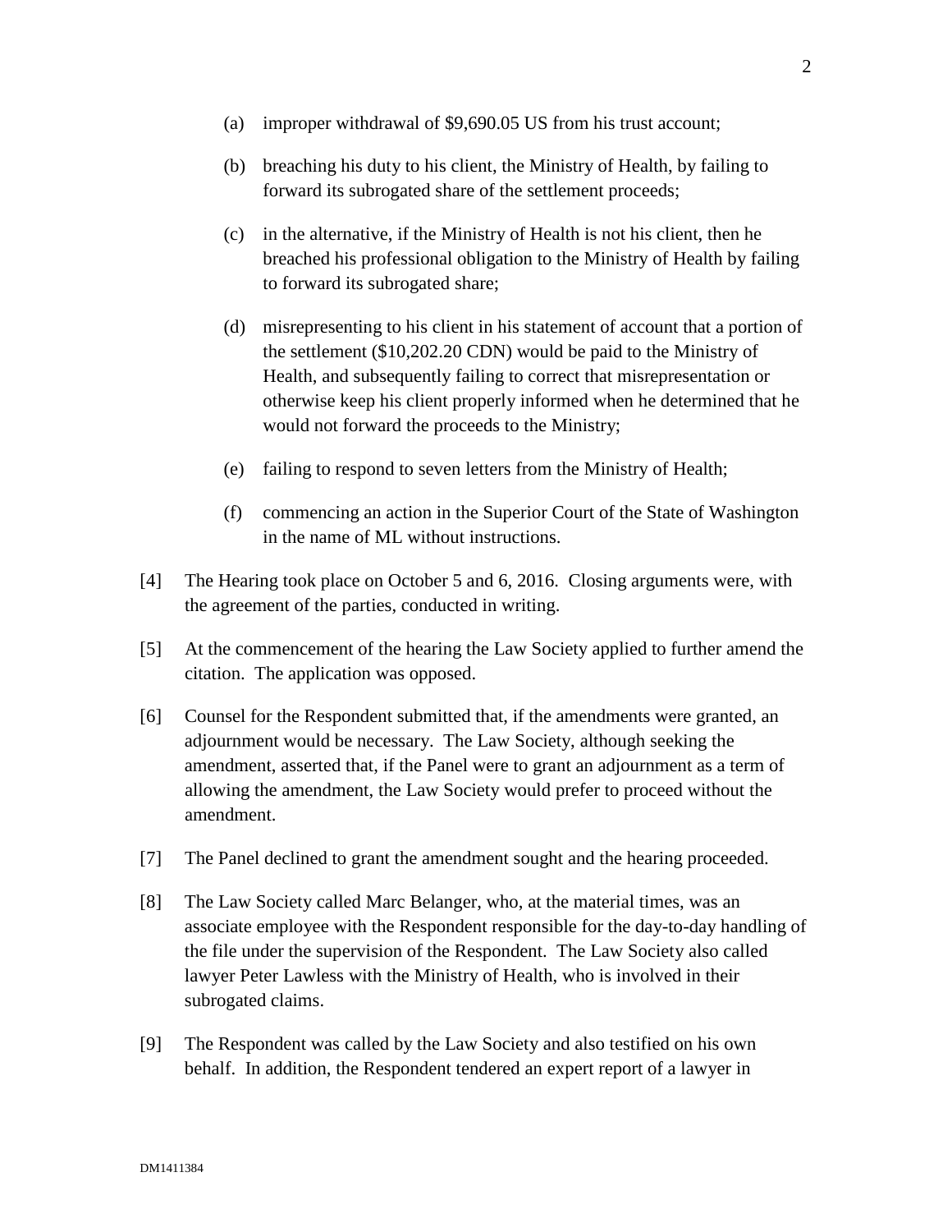(a) improper withdrawal of $9,690.05 US from his trust account;

(b) breaching his duty to his client, the Ministry of Health, by failing to forward its subrogated share of the settlement proceeds;

(c) in the alternative, if the Ministry of Health is not his client, then he breached his professional obligation to the Ministry of Health by failing to forward its subrogated share;

(d) misrepresenting to his client in his statement of account that a portion of the settlement ($10,202.20 CDN) would be paid to the Ministry of Health, and subsequently failing to correct that misrepresentation or otherwise keep his client properly informed when he determined that he would not forward the proceeds to the Ministry;

(e) failing to respond to seven letters from the Ministry of Health;

(f) commencing an action in the Superior Court of the State of Washington in the name of ML without instructions.

[4] The Hearing took place on October 5 and 6, 2016. Closing arguments were, with the agreement of the parties, conducted in writing.

[5] At the commencement of the hearing the Law Society applied to further amend the citation. The application was opposed.

[6] Counsel for the Respondent submitted that, if the amendments were granted, an adjournment would be necessary. The Law Society, although seeking the amendment, asserted that, if the Panel were to grant an adjournment as a term of allowing the amendment, the Law Society would prefer to proceed without the amendment.

[7] The Panel declined to grant the amendment sought and the hearing proceeded.

[8] The Law Society called Marc Belanger, who, at the material times, was an associate employee with the Respondent responsible for the day-to-day handling of the file under the supervision of the Respondent. The Law Society also called lawyer Peter Lawless with the Ministry of Health, who is involved in their subrogated claims.

[9] The Respondent was called by the Law Society and also testified on his own behalf. In addition, the Respondent tendered an expert report of a lawyer in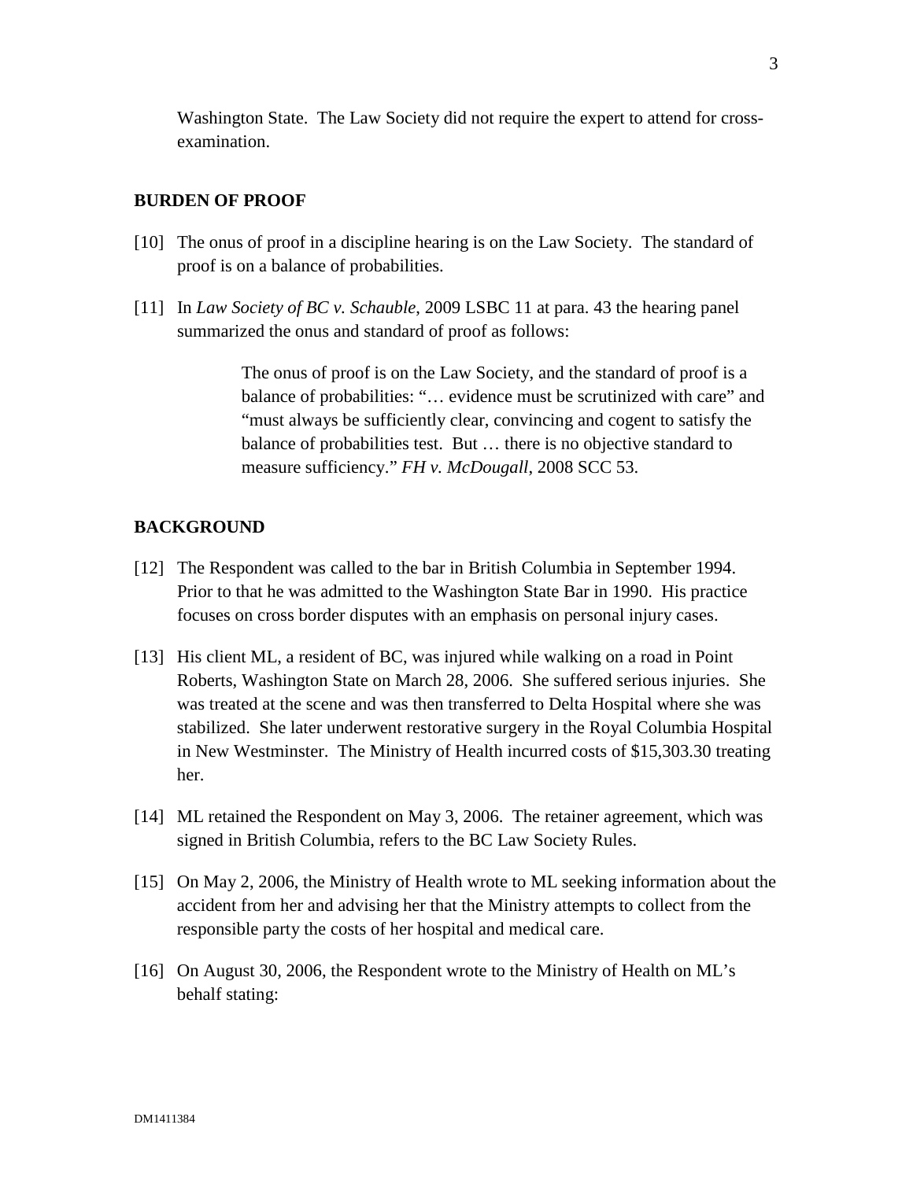Washington State. The Law Society did not require the expert to attend for cross-examination.

## BURDEN OF PROOF

[10] The onus of proof in a discipline hearing is on the Law Society. The standard of proof is on a balance of probabilities.

[11] In *Law Society of BC v. Schauble*, 2009 LSBC 11 at para. 43 the hearing panel summarized the onus and standard of proof as follows:

> The onus of proof is on the Law Society, and the standard of proof is a balance of probabilities: "… evidence must be scrutinized with care" and "must always be sufficiently clear, convincing and cogent to satisfy the balance of probabilities test. But … there is no objective standard to measure sufficiency." *FH v. McDougall*, 2008 SCC 53.

## BACKGROUND

[12] The Respondent was called to the bar in British Columbia in September 1994. Prior to that he was admitted to the Washington State Bar in 1990. His practice focuses on cross border disputes with an emphasis on personal injury cases.

[13] His client ML, a resident of BC, was injured while walking on a road in Point Roberts, Washington State on March 28, 2006. She suffered serious injuries. She was treated at the scene and was then transferred to Delta Hospital where she was stabilized. She later underwent restorative surgery in the Royal Columbia Hospital in New Westminster. The Ministry of Health incurred costs of $15,303.30 treating her.

[14] ML retained the Respondent on May 3, 2006. The retainer agreement, which was signed in British Columbia, refers to the BC Law Society Rules.

[15] On May 2, 2006, the Ministry of Health wrote to ML seeking information about the accident from her and advising her that the Ministry attempts to collect from the responsible party the costs of her hospital and medical care.

[16] On August 30, 2006, the Respondent wrote to the Ministry of Health on ML's behalf stating: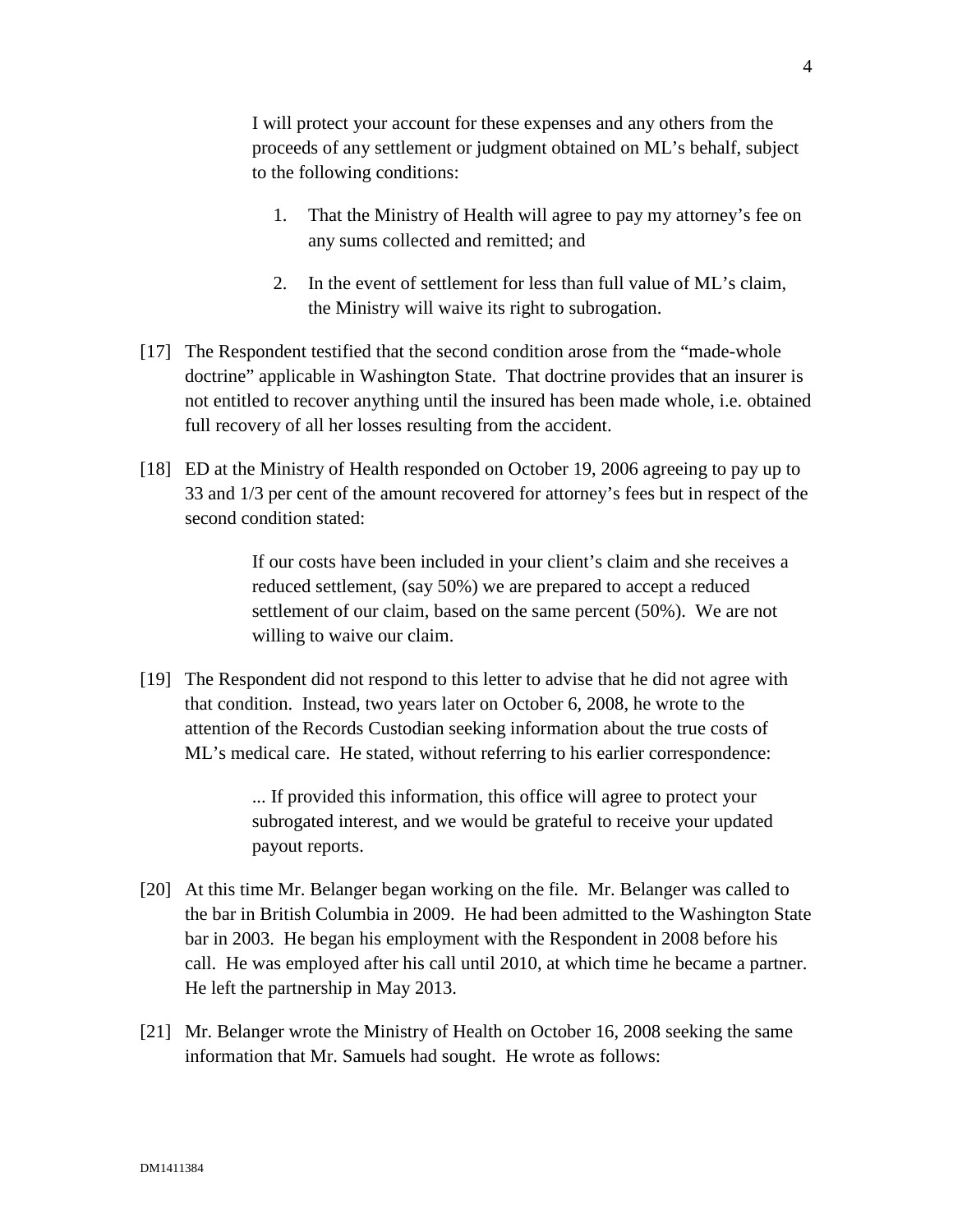> I will protect your account for these expenses and any others from the proceeds of any settlement or judgment obtained on ML's behalf, subject to the following conditions:
>
> 1. That the Ministry of Health will agree to pay my attorney's fee on any sums collected and remitted; and
>
> 2. In the event of settlement for less than full value of ML's claim, the Ministry will waive its right to subrogation.

[17] The Respondent testified that the second condition arose from the "made-whole doctrine" applicable in Washington State. That doctrine provides that an insurer is not entitled to recover anything until the insured has been made whole, i.e. obtained full recovery of all her losses resulting from the accident.

[18] ED at the Ministry of Health responded on October 19, 2006 agreeing to pay up to 33 and 1/3 per cent of the amount recovered for attorney's fees but in respect of the second condition stated:

> If our costs have been included in your client's claim and she receives a reduced settlement, (say 50%) we are prepared to accept a reduced settlement of our claim, based on the same percent (50%). We are not willing to waive our claim.

[19] The Respondent did not respond to this letter to advise that he did not agree with that condition. Instead, two years later on October 6, 2008, he wrote to the attention of the Records Custodian seeking information about the true costs of ML's medical care. He stated, without referring to his earlier correspondence:

> ... If provided this information, this office will agree to protect your subrogated interest, and we would be grateful to receive your updated payout reports.

[20] At this time Mr. Belanger began working on the file. Mr. Belanger was called to the bar in British Columbia in 2009. He had been admitted to the Washington State bar in 2003. He began his employment with the Respondent in 2008 before his call. He was employed after his call until 2010, at which time he became a partner. He left the partnership in May 2013.

[21] Mr. Belanger wrote the Ministry of Health on October 16, 2008 seeking the same information that Mr. Samuels had sought. He wrote as follows: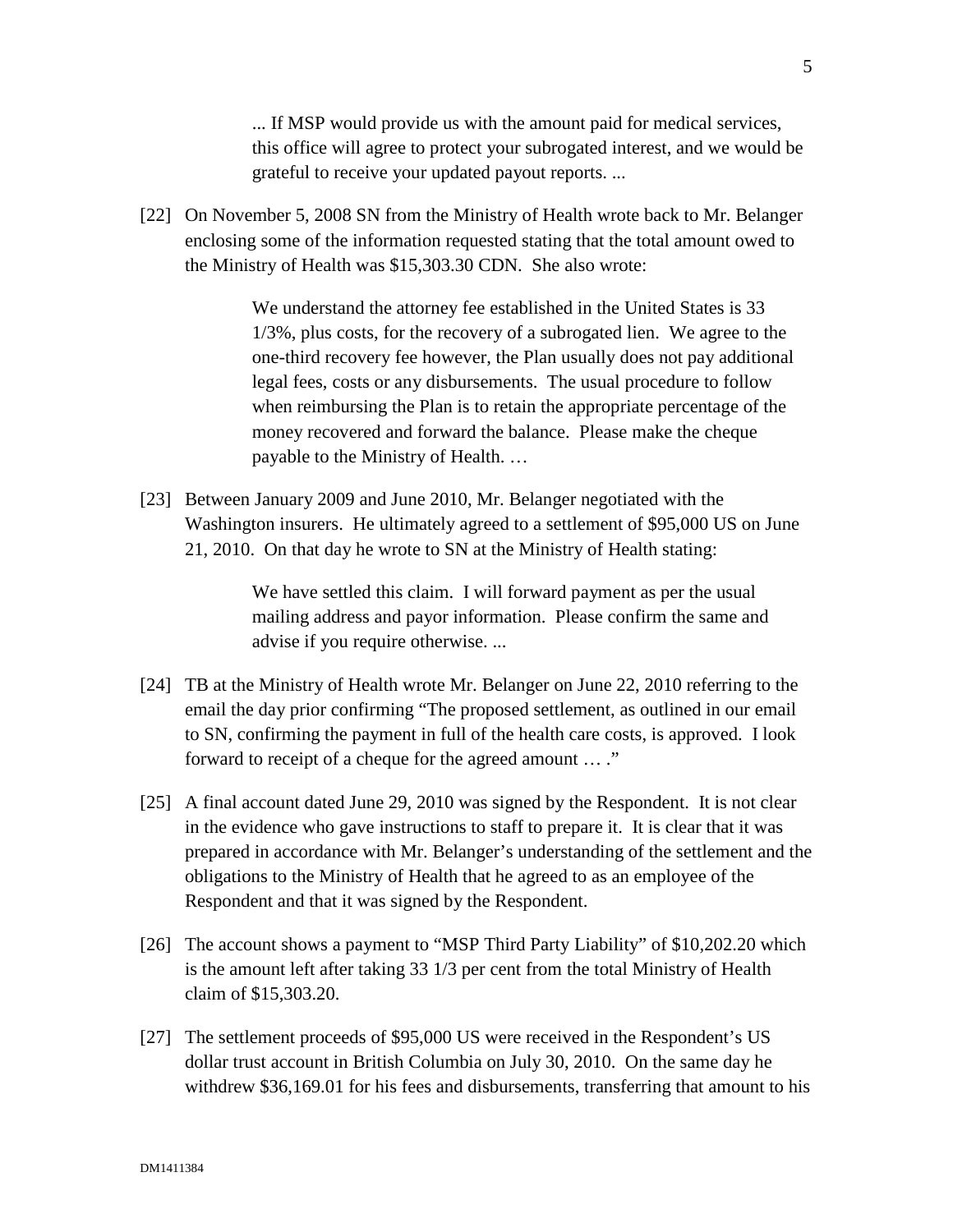> ... If MSP would provide us with the amount paid for medical services, this office will agree to protect your subrogated interest, and we would be grateful to receive your updated payout reports. ...

[22] On November 5, 2008 SN from the Ministry of Health wrote back to Mr. Belanger enclosing some of the information requested stating that the total amount owed to the Ministry of Health was $15,303.30 CDN. She also wrote:

> We understand the attorney fee established in the United States is 33 1/3%, plus costs, for the recovery of a subrogated lien. We agree to the one-third recovery fee however, the Plan usually does not pay additional legal fees, costs or any disbursements. The usual procedure to follow when reimbursing the Plan is to retain the appropriate percentage of the money recovered and forward the balance. Please make the cheque payable to the Ministry of Health. …

[23] Between January 2009 and June 2010, Mr. Belanger negotiated with the Washington insurers. He ultimately agreed to a settlement of $95,000 US on June 21, 2010. On that day he wrote to SN at the Ministry of Health stating:

> We have settled this claim. I will forward payment as per the usual mailing address and payor information. Please confirm the same and advise if you require otherwise. ...

[24] TB at the Ministry of Health wrote Mr. Belanger on June 22, 2010 referring to the email the day prior confirming "The proposed settlement, as outlined in our email to SN, confirming the payment in full of the health care costs, is approved. I look forward to receipt of a cheque for the agreed amount … ."

[25] A final account dated June 29, 2010 was signed by the Respondent. It is not clear in the evidence who gave instructions to staff to prepare it. It is clear that it was prepared in accordance with Mr. Belanger's understanding of the settlement and the obligations to the Ministry of Health that he agreed to as an employee of the Respondent and that it was signed by the Respondent.

[26] The account shows a payment to "MSP Third Party Liability" of $10,202.20 which is the amount left after taking 33 1/3 per cent from the total Ministry of Health claim of $15,303.20.

[27] The settlement proceeds of $95,000 US were received in the Respondent's US dollar trust account in British Columbia on July 30, 2010. On the same day he withdrew $36,169.01 for his fees and disbursements, transferring that amount to his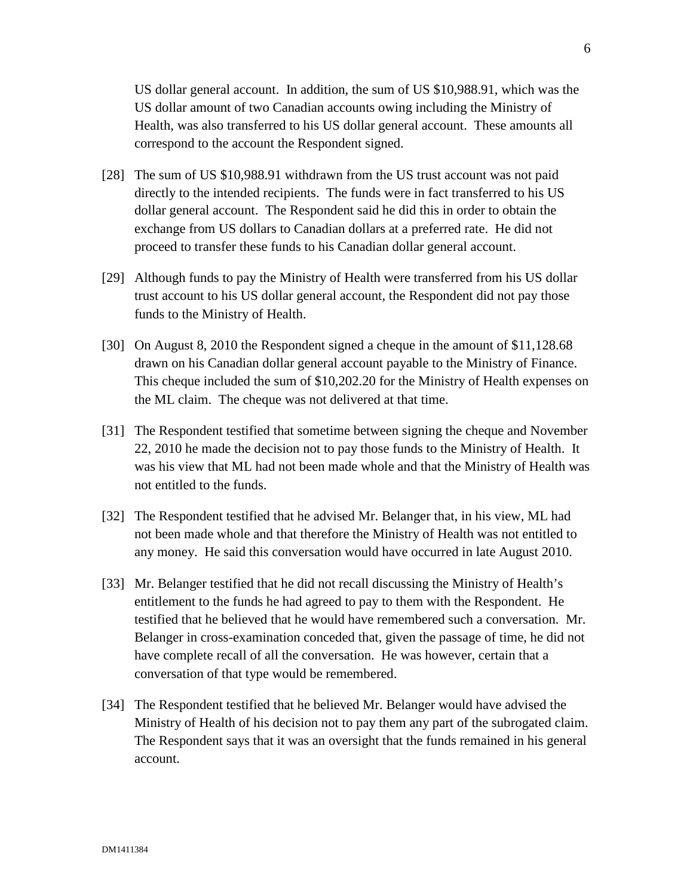US dollar general account. In addition, the sum of US $10,988.91, which was the US dollar amount of two Canadian accounts owing including the Ministry of Health, was also transferred to his US dollar general account. These amounts all correspond to the account the Respondent signed.

[28] The sum of US $10,988.91 withdrawn from the US trust account was not paid directly to the intended recipients. The funds were in fact transferred to his US dollar general account. The Respondent said he did this in order to obtain the exchange from US dollars to Canadian dollars at a preferred rate. He did not proceed to transfer these funds to his Canadian dollar general account.

[29] Although funds to pay the Ministry of Health were transferred from his US dollar trust account to his US dollar general account, the Respondent did not pay those funds to the Ministry of Health.

[30] On August 8, 2010 the Respondent signed a cheque in the amount of $11,128.68 drawn on his Canadian dollar general account payable to the Ministry of Finance. This cheque included the sum of $10,202.20 for the Ministry of Health expenses on the ML claim. The cheque was not delivered at that time.

[31] The Respondent testified that sometime between signing the cheque and November 22, 2010 he made the decision not to pay those funds to the Ministry of Health. It was his view that ML had not been made whole and that the Ministry of Health was not entitled to the funds.

[32] The Respondent testified that he advised Mr. Belanger that, in his view, ML had not been made whole and that therefore the Ministry of Health was not entitled to any money. He said this conversation would have occurred in late August 2010.

[33] Mr. Belanger testified that he did not recall discussing the Ministry of Health's entitlement to the funds he had agreed to pay to them with the Respondent. He testified that he believed that he would have remembered such a conversation. Mr. Belanger in cross-examination conceded that, given the passage of time, he did not have complete recall of all the conversation. He was however, certain that a conversation of that type would be remembered.

[34] The Respondent testified that he believed Mr. Belanger would have advised the Ministry of Health of his decision not to pay them any part of the subrogated claim. The Respondent says that it was an oversight that the funds remained in his general account.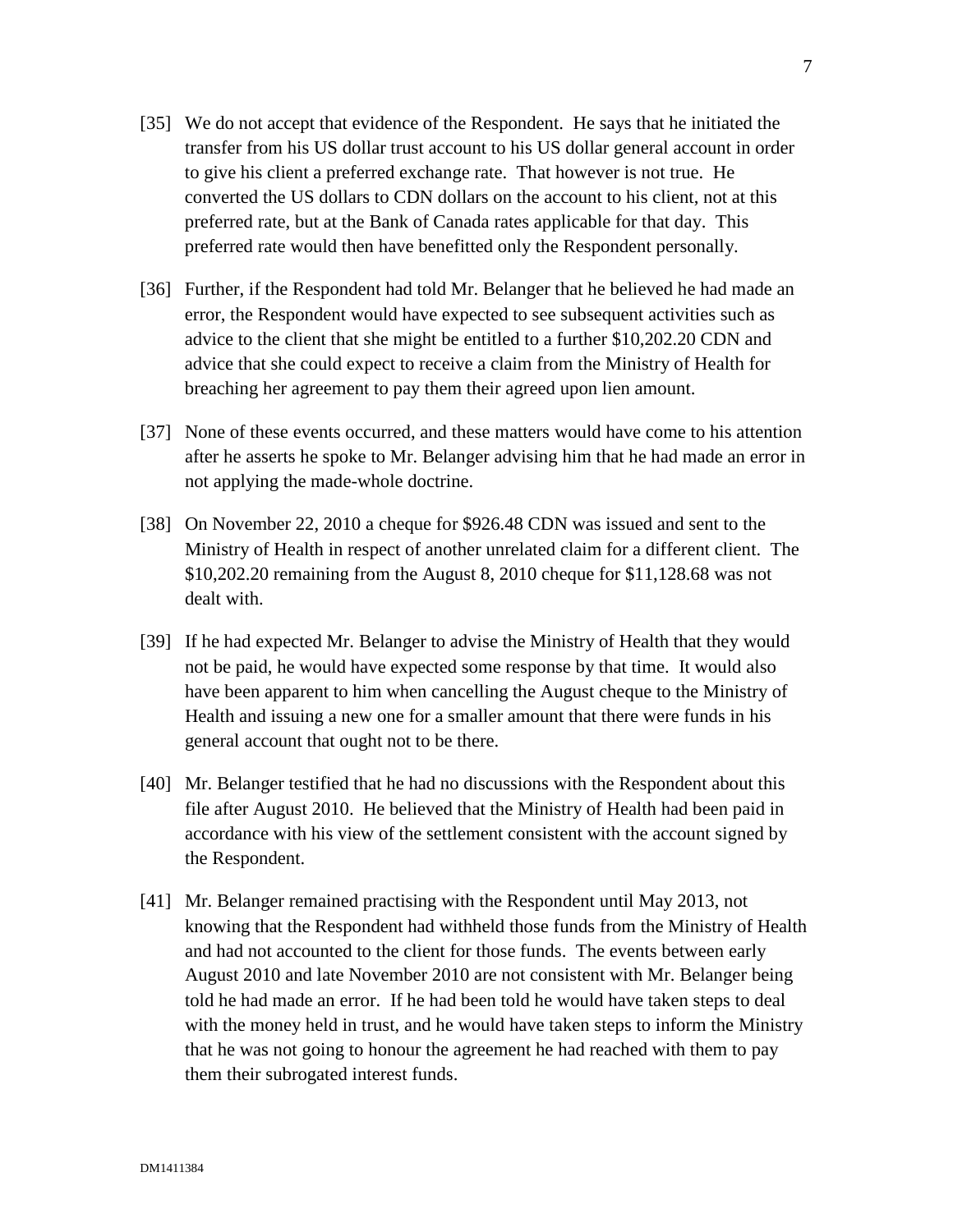[35] We do not accept that evidence of the Respondent. He says that he initiated the transfer from his US dollar trust account to his US dollar general account in order to give his client a preferred exchange rate. That however is not true. He converted the US dollars to CDN dollars on the account to his client, not at this preferred rate, but at the Bank of Canada rates applicable for that day. This preferred rate would then have benefitted only the Respondent personally.

[36] Further, if the Respondent had told Mr. Belanger that he believed he had made an error, the Respondent would have expected to see subsequent activities such as advice to the client that she might be entitled to a further $10,202.20 CDN and advice that she could expect to receive a claim from the Ministry of Health for breaching her agreement to pay them their agreed upon lien amount.

[37] None of these events occurred, and these matters would have come to his attention after he asserts he spoke to Mr. Belanger advising him that he had made an error in not applying the made-whole doctrine.

[38] On November 22, 2010 a cheque for $926.48 CDN was issued and sent to the Ministry of Health in respect of another unrelated claim for a different client. The $10,202.20 remaining from the August 8, 2010 cheque for $11,128.68 was not dealt with.

[39] If he had expected Mr. Belanger to advise the Ministry of Health that they would not be paid, he would have expected some response by that time. It would also have been apparent to him when cancelling the August cheque to the Ministry of Health and issuing a new one for a smaller amount that there were funds in his general account that ought not to be there.

[40] Mr. Belanger testified that he had no discussions with the Respondent about this file after August 2010. He believed that the Ministry of Health had been paid in accordance with his view of the settlement consistent with the account signed by the Respondent.

[41] Mr. Belanger remained practising with the Respondent until May 2013, not knowing that the Respondent had withheld those funds from the Ministry of Health and had not accounted to the client for those funds. The events between early August 2010 and late November 2010 are not consistent with Mr. Belanger being told he had made an error. If he had been told he would have taken steps to deal with the money held in trust, and he would have taken steps to inform the Ministry that he was not going to honour the agreement he had reached with them to pay them their subrogated interest funds.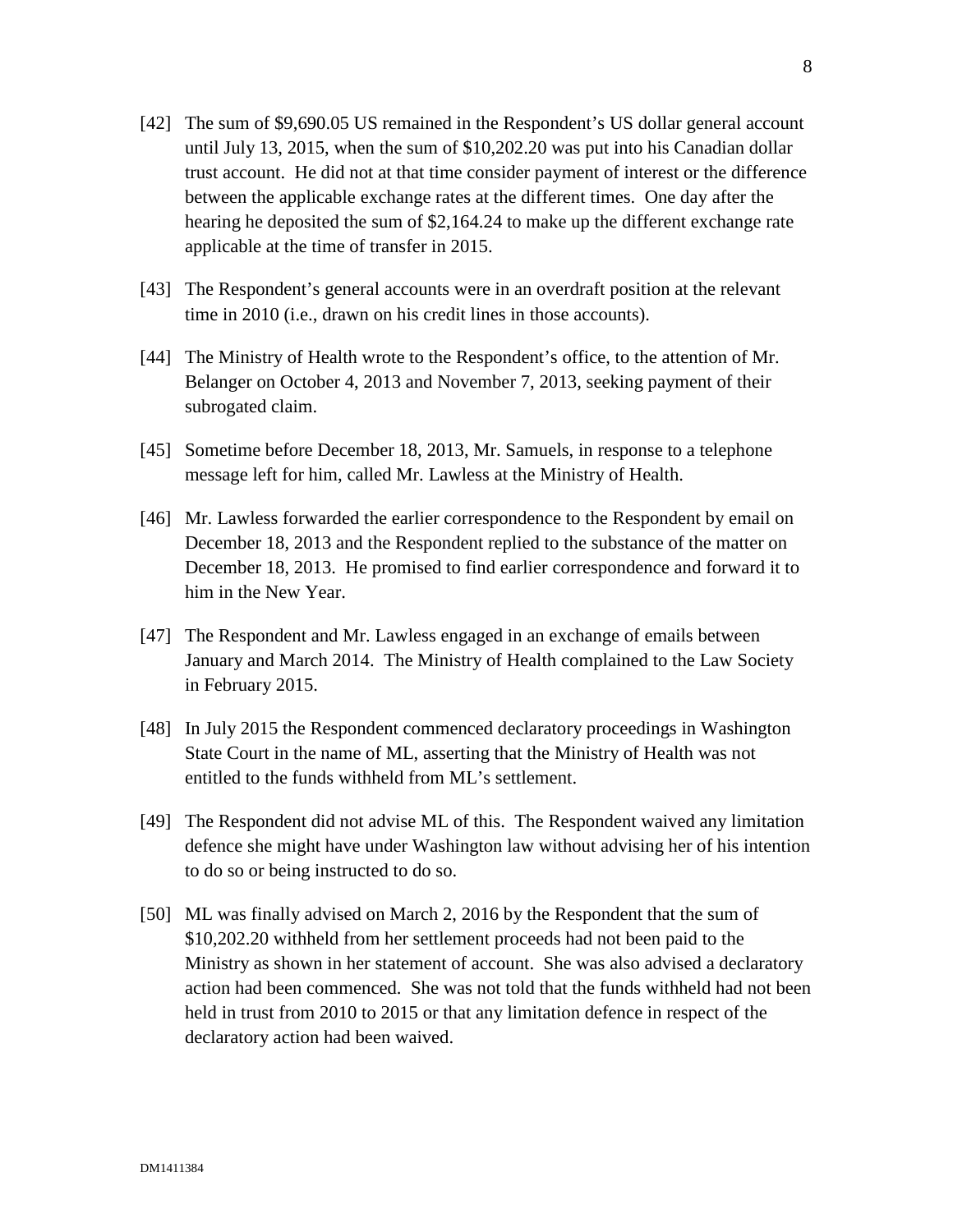[42] The sum of $9,690.05 US remained in the Respondent's US dollar general account until July 13, 2015, when the sum of $10,202.20 was put into his Canadian dollar trust account. He did not at that time consider payment of interest or the difference between the applicable exchange rates at the different times. One day after the hearing he deposited the sum of $2,164.24 to make up the different exchange rate applicable at the time of transfer in 2015.

[43] The Respondent's general accounts were in an overdraft position at the relevant time in 2010 (i.e., drawn on his credit lines in those accounts).

[44] The Ministry of Health wrote to the Respondent's office, to the attention of Mr. Belanger on October 4, 2013 and November 7, 2013, seeking payment of their subrogated claim.

[45] Sometime before December 18, 2013, Mr. Samuels, in response to a telephone message left for him, called Mr. Lawless at the Ministry of Health.

[46] Mr. Lawless forwarded the earlier correspondence to the Respondent by email on December 18, 2013 and the Respondent replied to the substance of the matter on December 18, 2013. He promised to find earlier correspondence and forward it to him in the New Year.

[47] The Respondent and Mr. Lawless engaged in an exchange of emails between January and March 2014. The Ministry of Health complained to the Law Society in February 2015.

[48] In July 2015 the Respondent commenced declaratory proceedings in Washington State Court in the name of ML, asserting that the Ministry of Health was not entitled to the funds withheld from ML's settlement.

[49] The Respondent did not advise ML of this. The Respondent waived any limitation defence she might have under Washington law without advising her of his intention to do so or being instructed to do so.

[50] ML was finally advised on March 2, 2016 by the Respondent that the sum of $10,202.20 withheld from her settlement proceeds had not been paid to the Ministry as shown in her statement of account. She was also advised a declaratory action had been commenced. She was not told that the funds withheld had not been held in trust from 2010 to 2015 or that any limitation defence in respect of the declaratory action had been waived.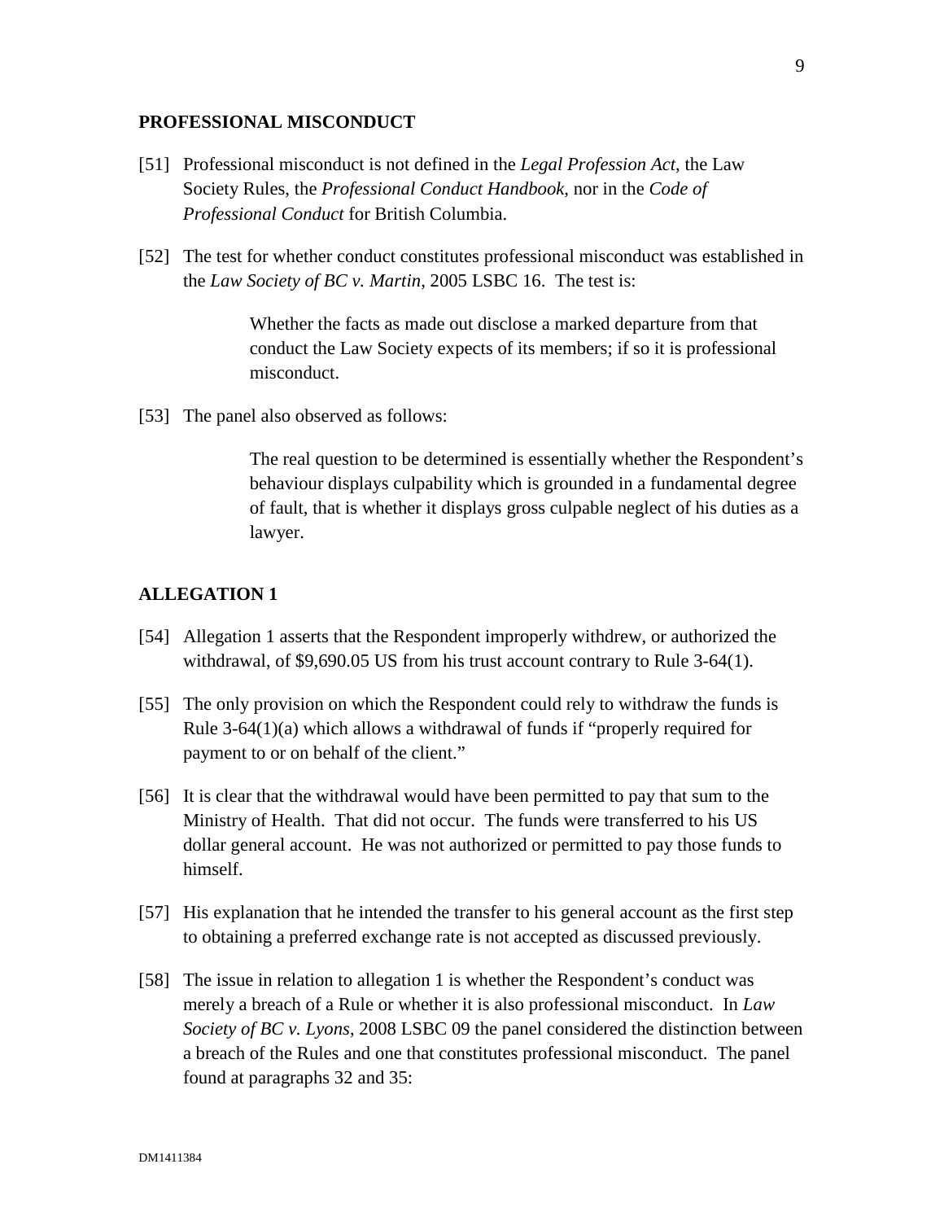## PROFESSIONAL MISCONDUCT

[51] Professional misconduct is not defined in the *Legal Profession Act*, the Law Society Rules, the *Professional Conduct Handbook*, nor in the *Code of Professional Conduct* for British Columbia.

[52] The test for whether conduct constitutes professional misconduct was established in the *Law Society of BC v. Martin*, 2005 LSBC 16. The test is:

> Whether the facts as made out disclose a marked departure from that conduct the Law Society expects of its members; if so it is professional misconduct.

[53] The panel also observed as follows:

> The real question to be determined is essentially whether the Respondent's behaviour displays culpability which is grounded in a fundamental degree of fault, that is whether it displays gross culpable neglect of his duties as a lawyer.

## ALLEGATION 1

[54] Allegation 1 asserts that the Respondent improperly withdrew, or authorized the withdrawal, of $9,690.05 US from his trust account contrary to Rule 3-64(1).

[55] The only provision on which the Respondent could rely to withdraw the funds is Rule 3-64(1)(a) which allows a withdrawal of funds if "properly required for payment to or on behalf of the client."

[56] It is clear that the withdrawal would have been permitted to pay that sum to the Ministry of Health. That did not occur. The funds were transferred to his US dollar general account. He was not authorized or permitted to pay those funds to himself.

[57] His explanation that he intended the transfer to his general account as the first step to obtaining a preferred exchange rate is not accepted as discussed previously.

[58] The issue in relation to allegation 1 is whether the Respondent's conduct was merely a breach of a Rule or whether it is also professional misconduct. In *Law Society of BC v. Lyons*, 2008 LSBC 09 the panel considered the distinction between a breach of the Rules and one that constitutes professional misconduct. The panel found at paragraphs 32 and 35: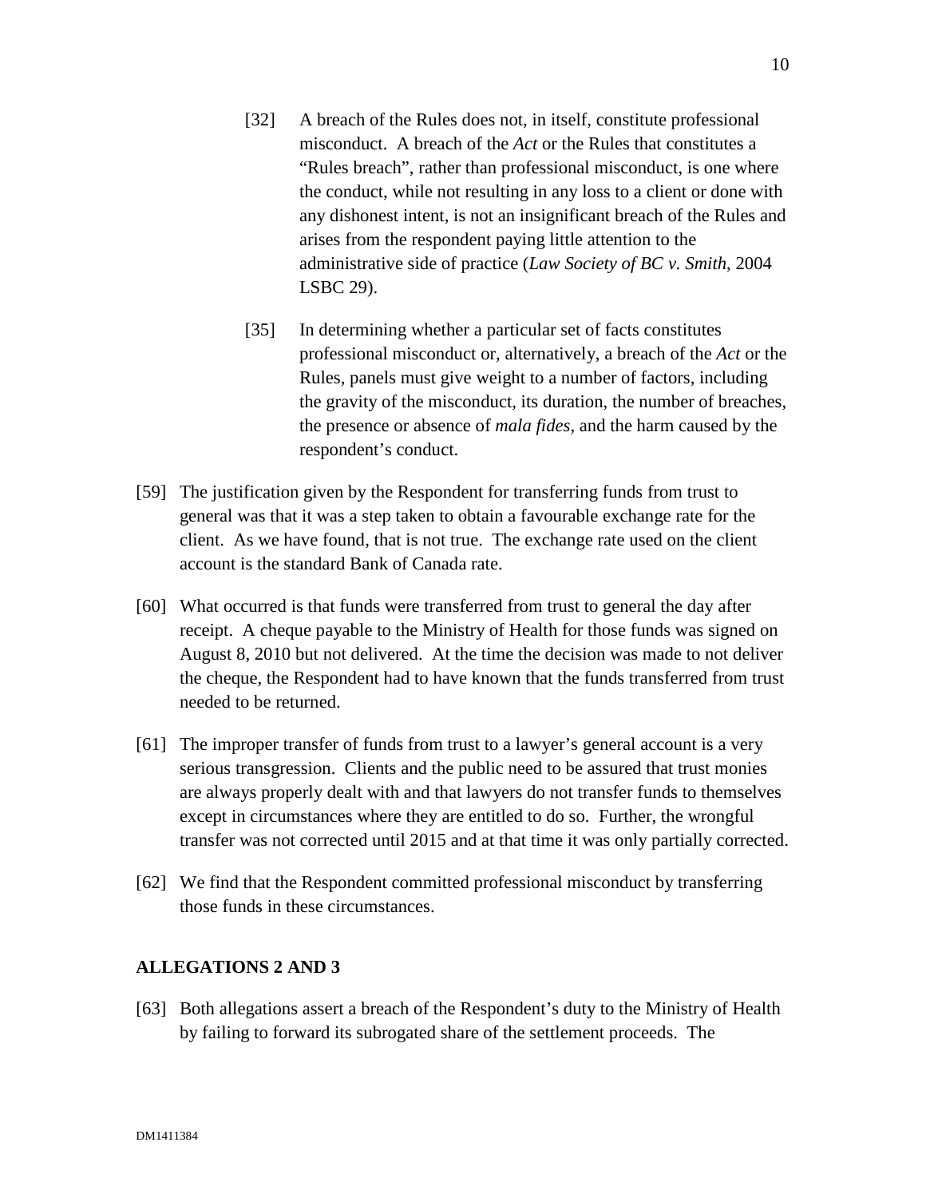> [32] A breach of the Rules does not, in itself, constitute professional misconduct. A breach of the *Act* or the Rules that constitutes a "Rules breach", rather than professional misconduct, is one where the conduct, while not resulting in any loss to a client or done with any dishonest intent, is not an insignificant breach of the Rules and arises from the respondent paying little attention to the administrative side of practice (*Law Society of BC v. Smith*, 2004 LSBC 29).
>
> [35] In determining whether a particular set of facts constitutes professional misconduct or, alternatively, a breach of the *Act* or the Rules, panels must give weight to a number of factors, including the gravity of the misconduct, its duration, the number of breaches, the presence or absence of *mala fides*, and the harm caused by the respondent's conduct.

[59] The justification given by the Respondent for transferring funds from trust to general was that it was a step taken to obtain a favourable exchange rate for the client. As we have found, that is not true. The exchange rate used on the client account is the standard Bank of Canada rate.

[60] What occurred is that funds were transferred from trust to general the day after receipt. A cheque payable to the Ministry of Health for those funds was signed on August 8, 2010 but not delivered. At the time the decision was made to not deliver the cheque, the Respondent had to have known that the funds transferred from trust needed to be returned.

[61] The improper transfer of funds from trust to a lawyer's general account is a very serious transgression. Clients and the public need to be assured that trust monies are always properly dealt with and that lawyers do not transfer funds to themselves except in circumstances where they are entitled to do so. Further, the wrongful transfer was not corrected until 2015 and at that time it was only partially corrected.

[62] We find that the Respondent committed professional misconduct by transferring those funds in these circumstances.

## ALLEGATIONS 2 AND 3

[63] Both allegations assert a breach of the Respondent's duty to the Ministry of Health by failing to forward its subrogated share of the settlement proceeds. The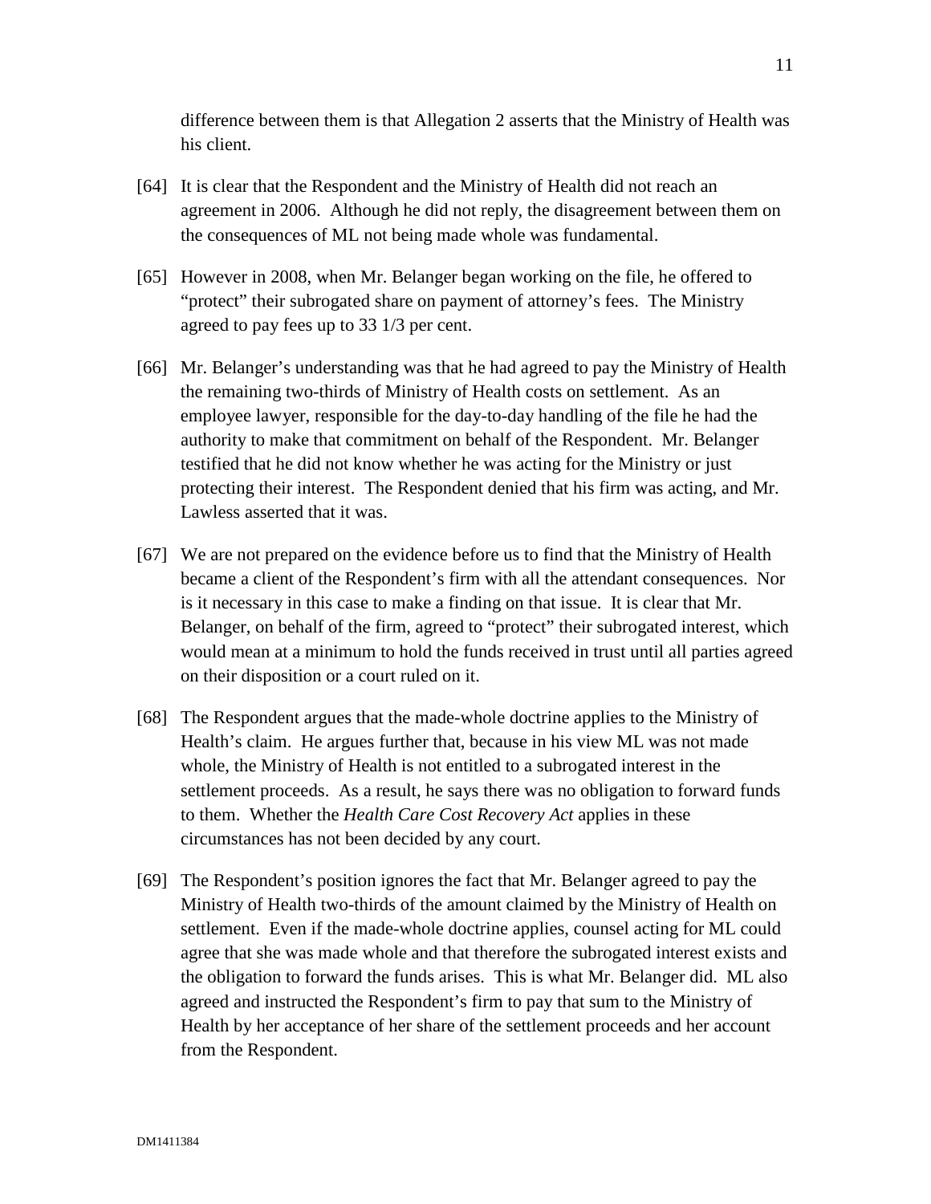difference between them is that Allegation 2 asserts that the Ministry of Health was his client.

[64] It is clear that the Respondent and the Ministry of Health did not reach an agreement in 2006. Although he did not reply, the disagreement between them on the consequences of ML not being made whole was fundamental.

[65] However in 2008, when Mr. Belanger began working on the file, he offered to "protect" their subrogated share on payment of attorney's fees. The Ministry agreed to pay fees up to 33 1/3 per cent.

[66] Mr. Belanger's understanding was that he had agreed to pay the Ministry of Health the remaining two-thirds of Ministry of Health costs on settlement. As an employee lawyer, responsible for the day-to-day handling of the file he had the authority to make that commitment on behalf of the Respondent. Mr. Belanger testified that he did not know whether he was acting for the Ministry or just protecting their interest. The Respondent denied that his firm was acting, and Mr. Lawless asserted that it was.

[67] We are not prepared on the evidence before us to find that the Ministry of Health became a client of the Respondent's firm with all the attendant consequences. Nor is it necessary in this case to make a finding on that issue. It is clear that Mr. Belanger, on behalf of the firm, agreed to "protect" their subrogated interest, which would mean at a minimum to hold the funds received in trust until all parties agreed on their disposition or a court ruled on it.

[68] The Respondent argues that the made-whole doctrine applies to the Ministry of Health's claim. He argues further that, because in his view ML was not made whole, the Ministry of Health is not entitled to a subrogated interest in the settlement proceeds. As a result, he says there was no obligation to forward funds to them. Whether the *Health Care Cost Recovery Act* applies in these circumstances has not been decided by any court.

[69] The Respondent's position ignores the fact that Mr. Belanger agreed to pay the Ministry of Health two-thirds of the amount claimed by the Ministry of Health on settlement. Even if the made-whole doctrine applies, counsel acting for ML could agree that she was made whole and that therefore the subrogated interest exists and the obligation to forward the funds arises. This is what Mr. Belanger did. ML also agreed and instructed the Respondent's firm to pay that sum to the Ministry of Health by her acceptance of her share of the settlement proceeds and her account from the Respondent.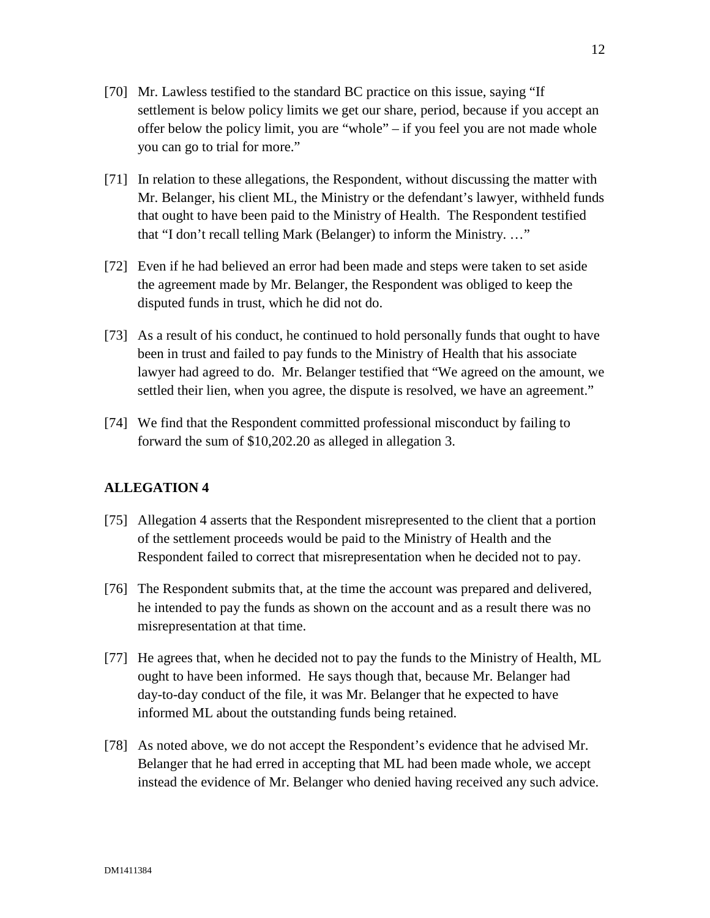[70] Mr. Lawless testified to the standard BC practice on this issue, saying "If settlement is below policy limits we get our share, period, because if you accept an offer below the policy limit, you are "whole" – if you feel you are not made whole you can go to trial for more."

[71] In relation to these allegations, the Respondent, without discussing the matter with Mr. Belanger, his client ML, the Ministry or the defendant's lawyer, withheld funds that ought to have been paid to the Ministry of Health. The Respondent testified that "I don't recall telling Mark (Belanger) to inform the Ministry. …"

[72] Even if he had believed an error had been made and steps were taken to set aside the agreement made by Mr. Belanger, the Respondent was obliged to keep the disputed funds in trust, which he did not do.

[73] As a result of his conduct, he continued to hold personally funds that ought to have been in trust and failed to pay funds to the Ministry of Health that his associate lawyer had agreed to do. Mr. Belanger testified that "We agreed on the amount, we settled their lien, when you agree, the dispute is resolved, we have an agreement."

[74] We find that the Respondent committed professional misconduct by failing to forward the sum of $10,202.20 as alleged in allegation 3.

## ALLEGATION 4

[75] Allegation 4 asserts that the Respondent misrepresented to the client that a portion of the settlement proceeds would be paid to the Ministry of Health and the Respondent failed to correct that misrepresentation when he decided not to pay.

[76] The Respondent submits that, at the time the account was prepared and delivered, he intended to pay the funds as shown on the account and as a result there was no misrepresentation at that time.

[77] He agrees that, when he decided not to pay the funds to the Ministry of Health, ML ought to have been informed. He says though that, because Mr. Belanger had day-to-day conduct of the file, it was Mr. Belanger that he expected to have informed ML about the outstanding funds being retained.

[78] As noted above, we do not accept the Respondent's evidence that he advised Mr. Belanger that he had erred in accepting that ML had been made whole, we accept instead the evidence of Mr. Belanger who denied having received any such advice.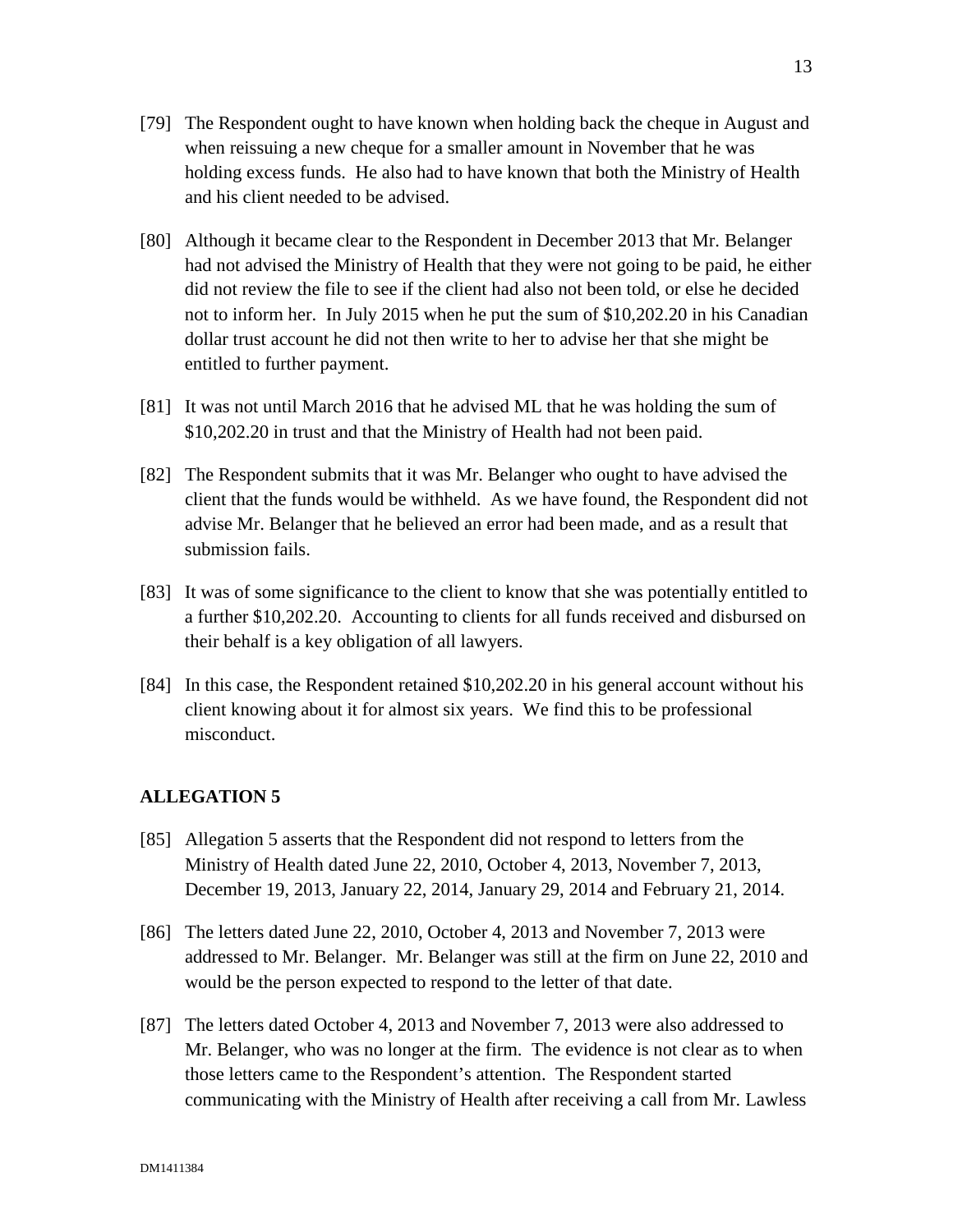[79] The Respondent ought to have known when holding back the cheque in August and when reissuing a new cheque for a smaller amount in November that he was holding excess funds. He also had to have known that both the Ministry of Health and his client needed to be advised.

[80] Although it became clear to the Respondent in December 2013 that Mr. Belanger had not advised the Ministry of Health that they were not going to be paid, he either did not review the file to see if the client had also not been told, or else he decided not to inform her. In July 2015 when he put the sum of $10,202.20 in his Canadian dollar trust account he did not then write to her to advise her that she might be entitled to further payment.

[81] It was not until March 2016 that he advised ML that he was holding the sum of $10,202.20 in trust and that the Ministry of Health had not been paid.

[82] The Respondent submits that it was Mr. Belanger who ought to have advised the client that the funds would be withheld. As we have found, the Respondent did not advise Mr. Belanger that he believed an error had been made, and as a result that submission fails.

[83] It was of some significance to the client to know that she was potentially entitled to a further $10,202.20. Accounting to clients for all funds received and disbursed on their behalf is a key obligation of all lawyers.

[84] In this case, the Respondent retained $10,202.20 in his general account without his client knowing about it for almost six years. We find this to be professional misconduct.

## ALLEGATION 5

[85] Allegation 5 asserts that the Respondent did not respond to letters from the Ministry of Health dated June 22, 2010, October 4, 2013, November 7, 2013, December 19, 2013, January 22, 2014, January 29, 2014 and February 21, 2014.

[86] The letters dated June 22, 2010, October 4, 2013 and November 7, 2013 were addressed to Mr. Belanger. Mr. Belanger was still at the firm on June 22, 2010 and would be the person expected to respond to the letter of that date.

[87] The letters dated October 4, 2013 and November 7, 2013 were also addressed to Mr. Belanger, who was no longer at the firm. The evidence is not clear as to when those letters came to the Respondent's attention. The Respondent started communicating with the Ministry of Health after receiving a call from Mr. Lawless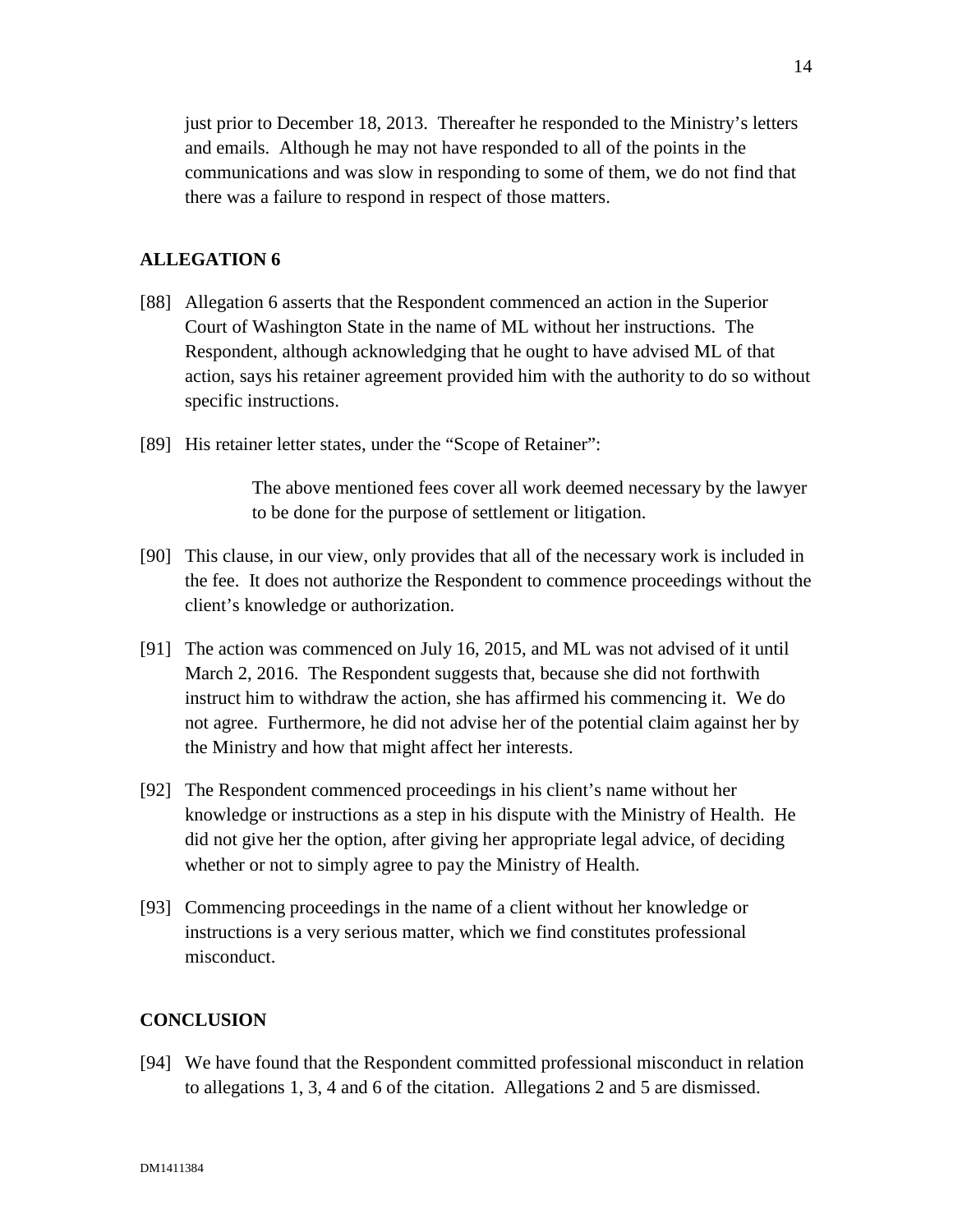just prior to December 18, 2013. Thereafter he responded to the Ministry's letters and emails. Although he may not have responded to all of the points in the communications and was slow in responding to some of them, we do not find that there was a failure to respond in respect of those matters.

## ALLEGATION 6

[88] Allegation 6 asserts that the Respondent commenced an action in the Superior Court of Washington State in the name of ML without her instructions. The Respondent, although acknowledging that he ought to have advised ML of that action, says his retainer agreement provided him with the authority to do so without specific instructions.

[89] His retainer letter states, under the "Scope of Retainer":

> The above mentioned fees cover all work deemed necessary by the lawyer to be done for the purpose of settlement or litigation.

[90] This clause, in our view, only provides that all of the necessary work is included in the fee. It does not authorize the Respondent to commence proceedings without the client's knowledge or authorization.

[91] The action was commenced on July 16, 2015, and ML was not advised of it until March 2, 2016. The Respondent suggests that, because she did not forthwith instruct him to withdraw the action, she has affirmed his commencing it. We do not agree. Furthermore, he did not advise her of the potential claim against her by the Ministry and how that might affect her interests.

[92] The Respondent commenced proceedings in his client's name without her knowledge or instructions as a step in his dispute with the Ministry of Health. He did not give her the option, after giving her appropriate legal advice, of deciding whether or not to simply agree to pay the Ministry of Health.

[93] Commencing proceedings in the name of a client without her knowledge or instructions is a very serious matter, which we find constitutes professional misconduct.

## CONCLUSION

[94] We have found that the Respondent committed professional misconduct in relation to allegations 1, 3, 4 and 6 of the citation. Allegations 2 and 5 are dismissed.

DM1411384